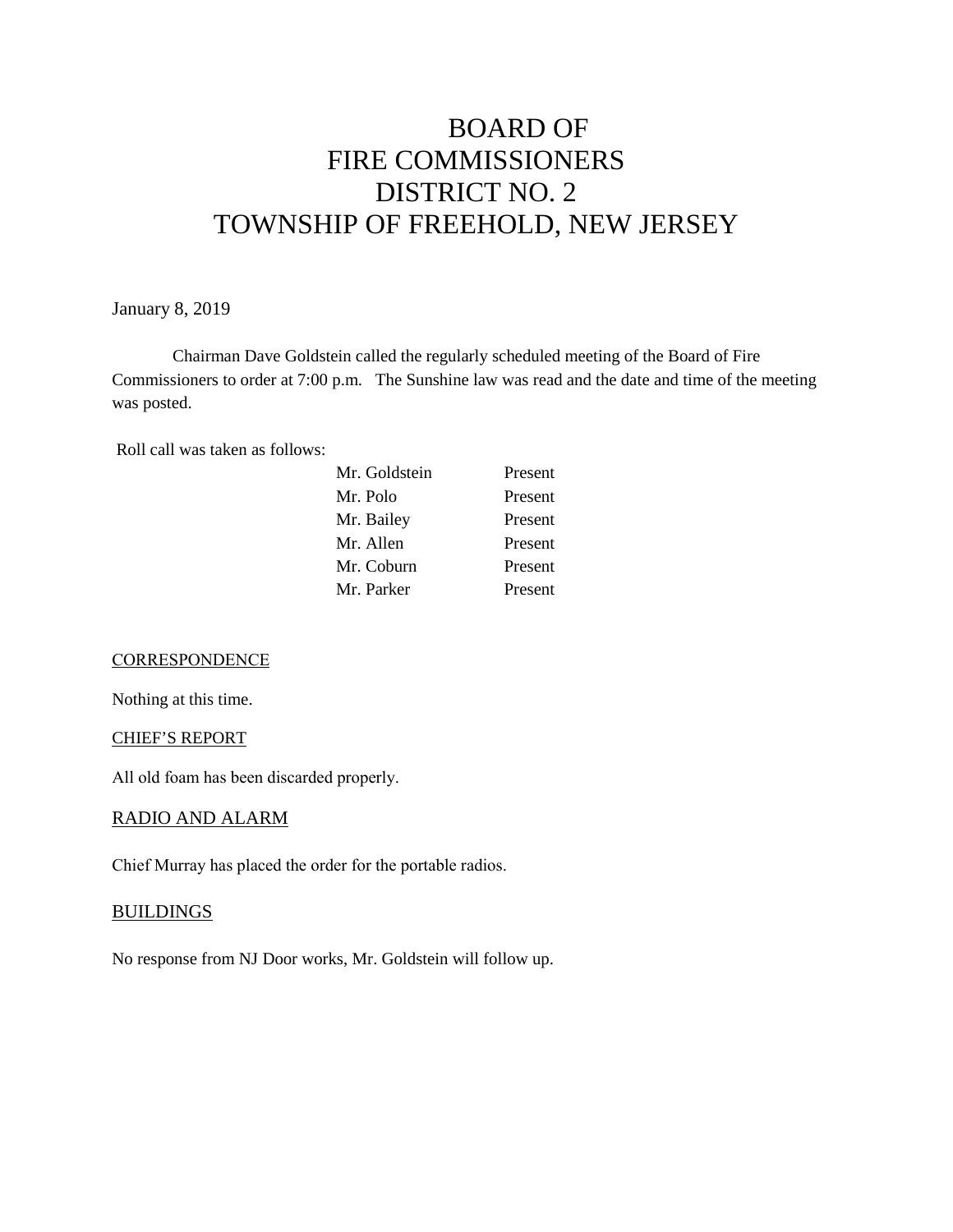# BOARD OF FIRE COMMISSIONERS DISTRICT NO. 2 TOWNSHIP OF FREEHOLD, NEW JERSEY

January 8, 2019

Chairman Dave Goldstein called the regularly scheduled meeting of the Board of Fire Commissioners to order at 7:00 p.m. The Sunshine law was read and the date and time of the meeting was posted.

Roll call was taken as follows:

| | |
|---|---|
| Mr. Goldstein | Present |
| Mr. Polo | Present |
| Mr. Bailey | Present |
| Mr. Allen | Present |
| Mr. Coburn | Present |
| Mr. Parker | Present |

## CORRESPONDENCE

Nothing at this time.

## CHIEF'S REPORT

All old foam has been discarded properly.

## RADIO AND ALARM

Chief Murray has placed the order for the portable radios.

## BUILDINGS

No response from NJ Door works, Mr. Goldstein will follow up.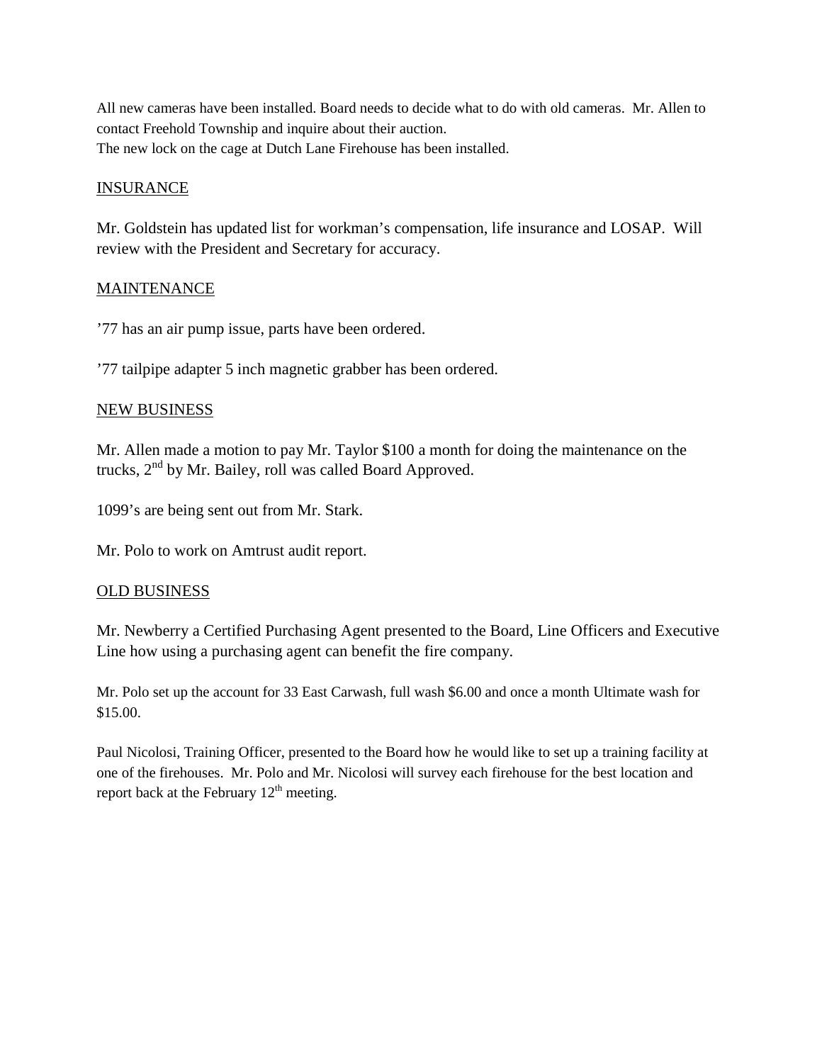All new cameras have been installed. Board needs to decide what to do with old cameras. Mr. Allen to contact Freehold Township and inquire about their auction.
The new lock on the cage at Dutch Lane Firehouse has been installed.

## INSURANCE

Mr. Goldstein has updated list for workman's compensation, life insurance and LOSAP. Will review with the President and Secretary for accuracy.

## MAINTENANCE

'77 has an air pump issue, parts have been ordered.

'77 tailpipe adapter 5 inch magnetic grabber has been ordered.

## NEW BUSINESS

Mr. Allen made a motion to pay Mr. Taylor $100 a month for doing the maintenance on the trucks, 2nd by Mr. Bailey, roll was called Board Approved.

1099's are being sent out from Mr. Stark.

Mr. Polo to work on Amtrust audit report.

## OLD BUSINESS

Mr. Newberry a Certified Purchasing Agent presented to the Board, Line Officers and Executive Line how using a purchasing agent can benefit the fire company.

Mr. Polo set up the account for 33 East Carwash, full wash $6.00 and once a month Ultimate wash for $15.00.

Paul Nicolosi, Training Officer, presented to the Board how he would like to set up a training facility at one of the firehouses. Mr. Polo and Mr. Nicolosi will survey each firehouse for the best location and report back at the February 12th meeting.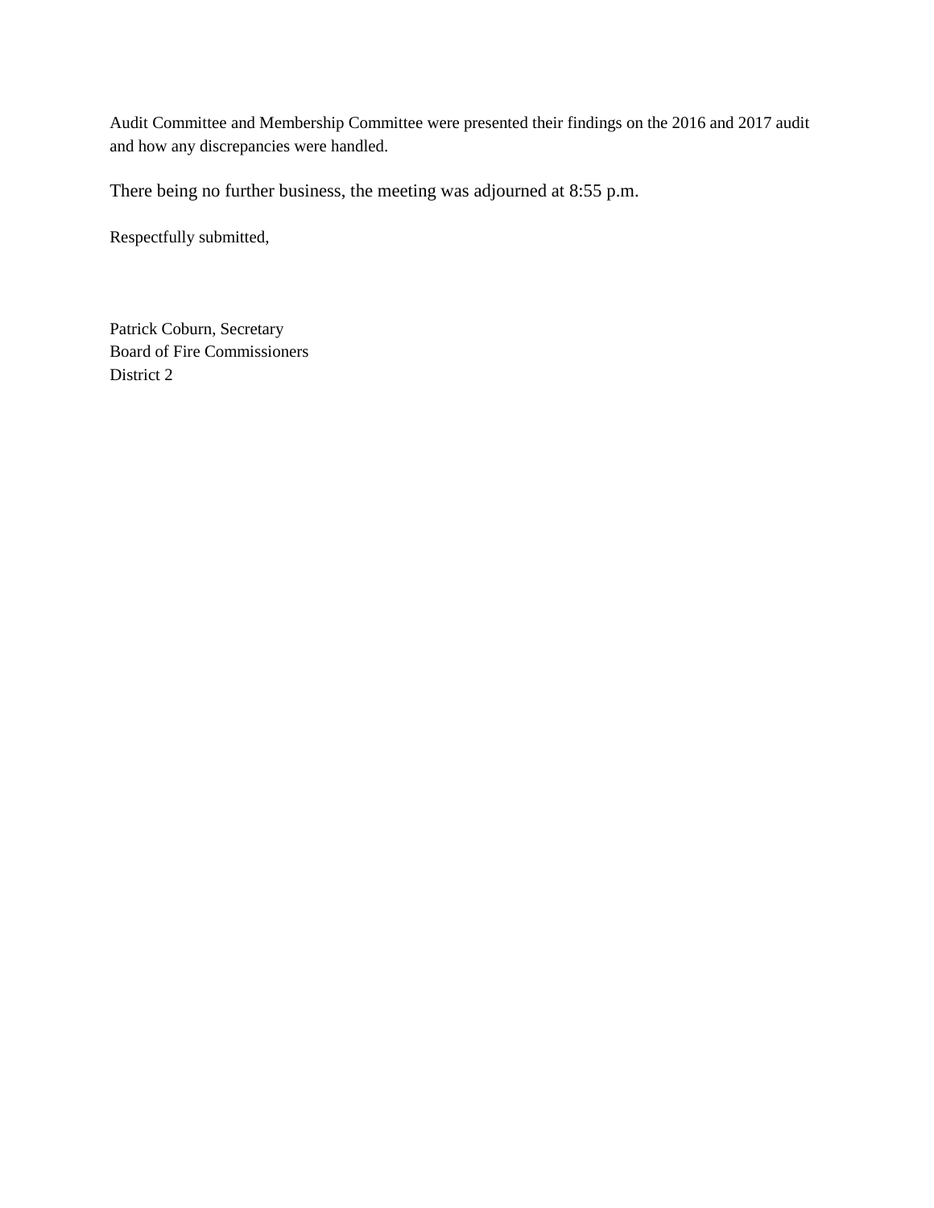Audit Committee and Membership Committee were presented their findings on the 2016 and 2017 audit and how any discrepancies were handled.

There being no further business, the meeting was adjourned at 8:55 p.m.

Respectfully submitted,

Patrick Coburn, Secretary  
Board of Fire Commissioners  
District 2